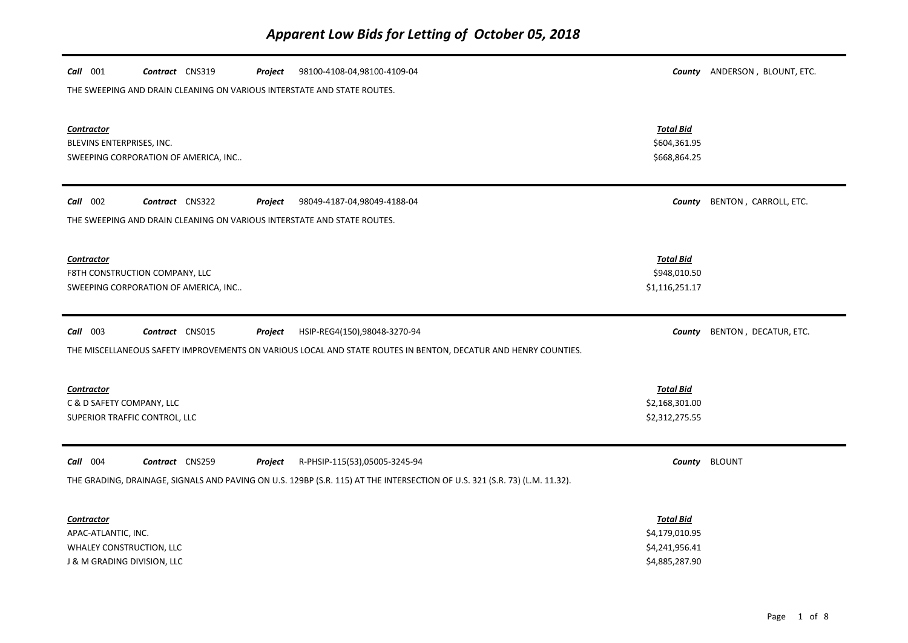# Apparent Low Bids for Letting of October 05, 2018

**Call** 001 **Contract** CNS319 **Project** 98100-4108-04,98100-4109-04 **County** ANDERSON , BLOUNT, ETC.

THE SWEEPING AND DRAIN CLEANING ON VARIOUS INTERSTATE AND STATE ROUTES.

| Contractor | Total Bid |
|---|---|
| BLEVINS ENTERPRISES, INC. | \$604,361.95 |
| SWEEPING CORPORATION OF AMERICA, INC.. | \$668,864.25 |

---

**Call** 002 **Contract** CNS322 **Project** 98049-4187-04,98049-4188-04 **County** BENTON , CARROLL, ETC.

THE SWEEPING AND DRAIN CLEANING ON VARIOUS INTERSTATE AND STATE ROUTES.

| Contractor | Total Bid |
|---|---|
| F8TH CONSTRUCTION COMPANY, LLC | \$948,010.50 |
| SWEEPING CORPORATION OF AMERICA, INC.. | \$1,116,251.17 |

---

**Call** 003 **Contract** CNS015 **Project** HSIP-REG4(150),98048-3270-94 **County** BENTON , DECATUR, ETC.

THE MISCELLANEOUS SAFETY IMPROVEMENTS ON VARIOUS LOCAL AND STATE ROUTES IN BENTON, DECATUR AND HENRY COUNTIES.

| Contractor | Total Bid |
|---|---|
| C & D SAFETY COMPANY, LLC | \$2,168,301.00 |
| SUPERIOR TRAFFIC CONTROL, LLC | \$2,312,275.55 |

---

**Call** 004 **Contract** CNS259 **Project** R-PHSIP-115(53),05005-3245-94 **County** BLOUNT

THE GRADING, DRAINAGE, SIGNALS AND PAVING ON U.S. 129BP (S.R. 115) AT THE INTERSECTION OF U.S. 321 (S.R. 73) (L.M. 11.32).

| Contractor | Total Bid |
|---|---|
| APAC-ATLANTIC, INC. | \$4,179,010.95 |
| WHALEY CONSTRUCTION, LLC | \$4,241,956.41 |
| J & M GRADING DIVISION, LLC | \$4,885,287.90 |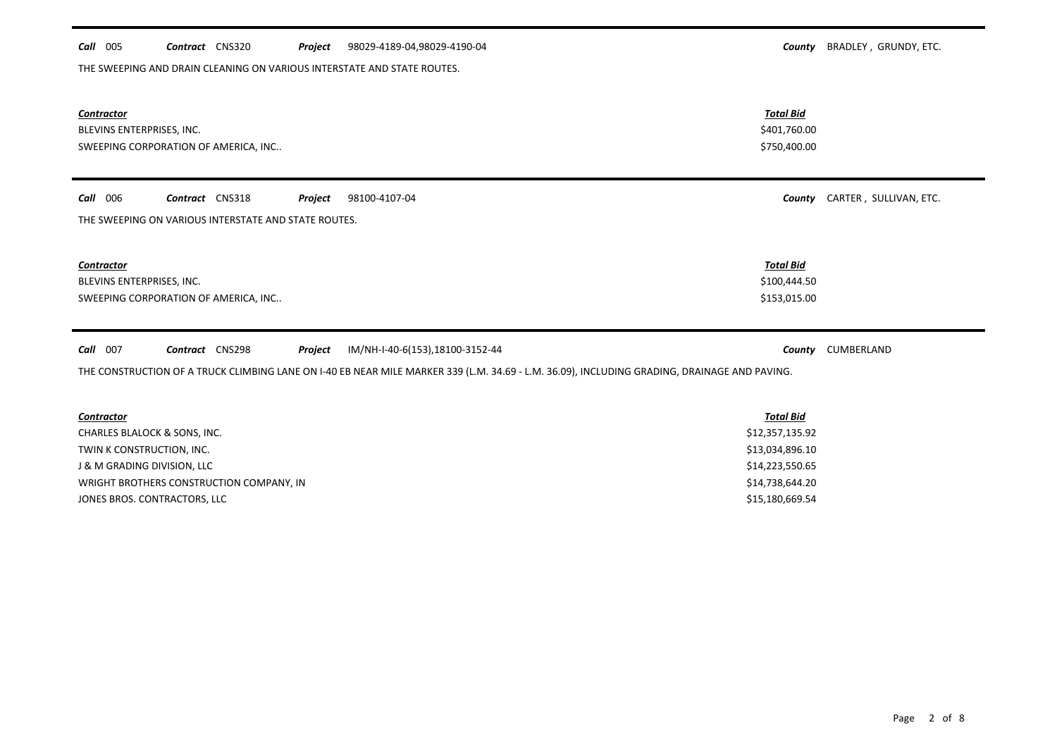**Call** 005 **Contract** CNS320 **Project** 98029-4189-04,98029-4190-04 **County** BRADLEY , GRUNDY, ETC.

THE SWEEPING AND DRAIN CLEANING ON VARIOUS INTERSTATE AND STATE ROUTES.

| Contractor | Total Bid |
|---|---|
| BLEVINS ENTERPRISES, INC. | $401,760.00 |
| SWEEPING CORPORATION OF AMERICA, INC.. | $750,400.00 |

---

**Call** 006 **Contract** CNS318 **Project** 98100-4107-04 **County** CARTER , SULLIVAN, ETC.

THE SWEEPING ON VARIOUS INTERSTATE AND STATE ROUTES.

| Contractor | Total Bid |
|---|---|
| BLEVINS ENTERPRISES, INC. | $100,444.50 |
| SWEEPING CORPORATION OF AMERICA, INC.. | $153,015.00 |

---

**Call** 007 **Contract** CNS298 **Project** IM/NH-I-40-6(153),18100-3152-44 **County** CUMBERLAND

THE CONSTRUCTION OF A TRUCK CLIMBING LANE ON I-40 EB NEAR MILE MARKER 339 (L.M. 34.69 - L.M. 36.09), INCLUDING GRADING, DRAINAGE AND PAVING.

| Contractor | Total Bid |
|---|---|
| CHARLES BLALOCK & SONS, INC. | $12,357,135.92 |
| TWIN K CONSTRUCTION, INC. | $13,034,896.10 |
| J & M GRADING DIVISION, LLC | $14,223,550.65 |
| WRIGHT BROTHERS CONSTRUCTION COMPANY, IN | $14,738,644.20 |
| JONES BROS. CONTRACTORS, LLC | $15,180,669.54 |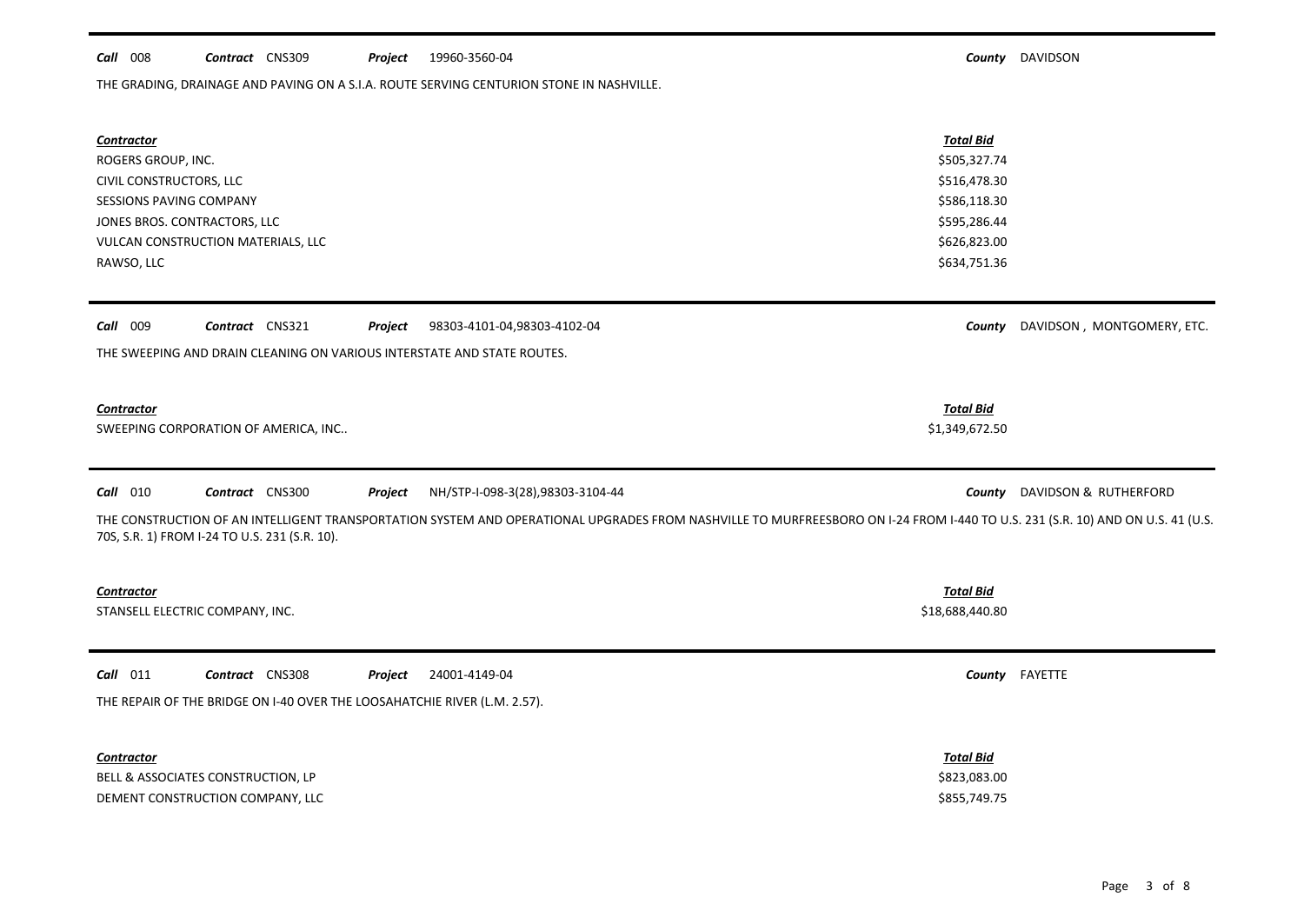**Call** 008 **Contract** CNS309 **Project** 19960-3560-04 **County** DAVIDSON

THE GRADING, DRAINAGE AND PAVING ON A S.I.A. ROUTE SERVING CENTURION STONE IN NASHVILLE.

| ***Contractor*** | ***Total Bid*** |
|---|---|
| ROGERS GROUP, INC. | \$505,327.74 |
| CIVIL CONSTRUCTORS, LLC | \$516,478.30 |
| SESSIONS PAVING COMPANY | \$586,118.30 |
| JONES BROS. CONTRACTORS, LLC | \$595,286.44 |
| VULCAN CONSTRUCTION MATERIALS, LLC | \$626,823.00 |
| RAWSO, LLC | \$634,751.36 |

---

**Call** 009 **Contract** CNS321 **Project** 98303-4101-04,98303-4102-04 **County** DAVIDSON , MONTGOMERY, ETC.

THE SWEEPING AND DRAIN CLEANING ON VARIOUS INTERSTATE AND STATE ROUTES.

| ***Contractor*** | ***Total Bid*** |
|---|---|
| SWEEPING CORPORATION OF AMERICA, INC.. | \$1,349,672.50 |

---

**Call** 010 **Contract** CNS300 **Project** NH/STP-I-098-3(28),98303-3104-44 **County** DAVIDSON & RUTHERFORD

THE CONSTRUCTION OF AN INTELLIGENT TRANSPORTATION SYSTEM AND OPERATIONAL UPGRADES FROM NASHVILLE TO MURFREESBORO ON I-24 FROM I-440 TO U.S. 231 (S.R. 10) AND ON U.S. 41 (U.S. 70S, S.R. 1) FROM I-24 TO U.S. 231 (S.R. 10).

| ***Contractor*** | ***Total Bid*** |
|---|---|
| STANSELL ELECTRIC COMPANY, INC. | \$18,688,440.80 |

---

**Call** 011 **Contract** CNS308 **Project** 24001-4149-04 **County** FAYETTE

THE REPAIR OF THE BRIDGE ON I-40 OVER THE LOOSAHATCHIE RIVER (L.M. 2.57).

| ***Contractor*** | ***Total Bid*** |
|---|---|
| BELL & ASSOCIATES CONSTRUCTION, LP | \$823,083.00 |
| DEMENT CONSTRUCTION COMPANY, LLC | \$855,749.75 |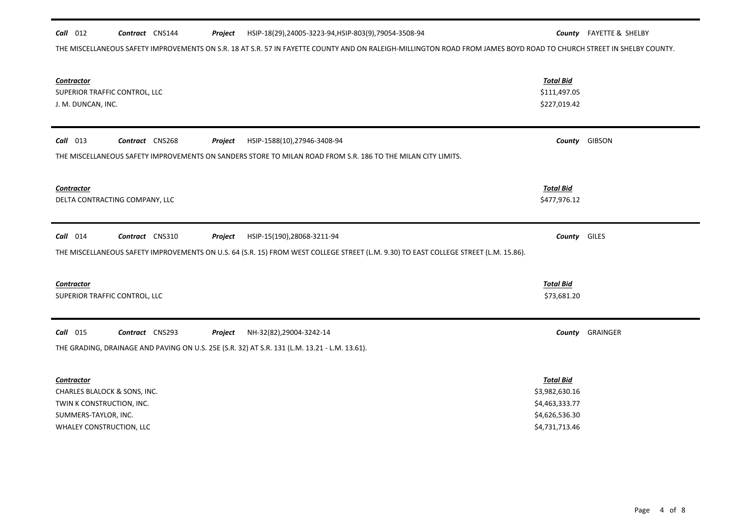**Call** 012 **Contract** CNS144 **Project** HSIP-18(29),24005-3223-94,HSIP-803(9),79054-3508-94 **County** FAYETTE & SHELBY

THE MISCELLANEOUS SAFETY IMPROVEMENTS ON S.R. 18 AT S.R. 57 IN FAYETTE COUNTY AND ON RALEIGH-MILLINGTON ROAD FROM JAMES BOYD ROAD TO CHURCH STREET IN SHELBY COUNTY.

| Contractor | Total Bid |
|---|---|
| SUPERIOR TRAFFIC CONTROL, LLC | \$111,497.05 |
| J. M. DUNCAN, INC. | \$227,019.42 |

**Call** 013 **Contract** CNS268 **Project** HSIP-1588(10),27946-3408-94 **County** GIBSON

THE MISCELLANEOUS SAFETY IMPROVEMENTS ON SANDERS STORE TO MILAN ROAD FROM S.R. 186 TO THE MILAN CITY LIMITS.

| Contractor | Total Bid |
|---|---|
| DELTA CONTRACTING COMPANY, LLC | \$477,976.12 |

**Call** 014 **Contract** CNS310 **Project** HSIP-15(190),28068-3211-94 **County** GILES

THE MISCELLANEOUS SAFETY IMPROVEMENTS ON U.S. 64 (S.R. 15) FROM WEST COLLEGE STREET (L.M. 9.30) TO EAST COLLEGE STREET (L.M. 15.86).

| Contractor | Total Bid |
|---|---|
| SUPERIOR TRAFFIC CONTROL, LLC | \$73,681.20 |

**Call** 015 **Contract** CNS293 **Project** NH-32(82),29004-3242-14 **County** GRAINGER

THE GRADING, DRAINAGE AND PAVING ON U.S. 25E (S.R. 32) AT S.R. 131 (L.M. 13.21 - L.M. 13.61).

| Contractor | Total Bid |
|---|---|
| CHARLES BLALOCK & SONS, INC. | \$3,982,630.16 |
| TWIN K CONSTRUCTION, INC. | \$4,463,333.77 |
| SUMMERS-TAYLOR, INC. | \$4,626,536.30 |
| WHALEY CONSTRUCTION, LLC | \$4,731,713.46 |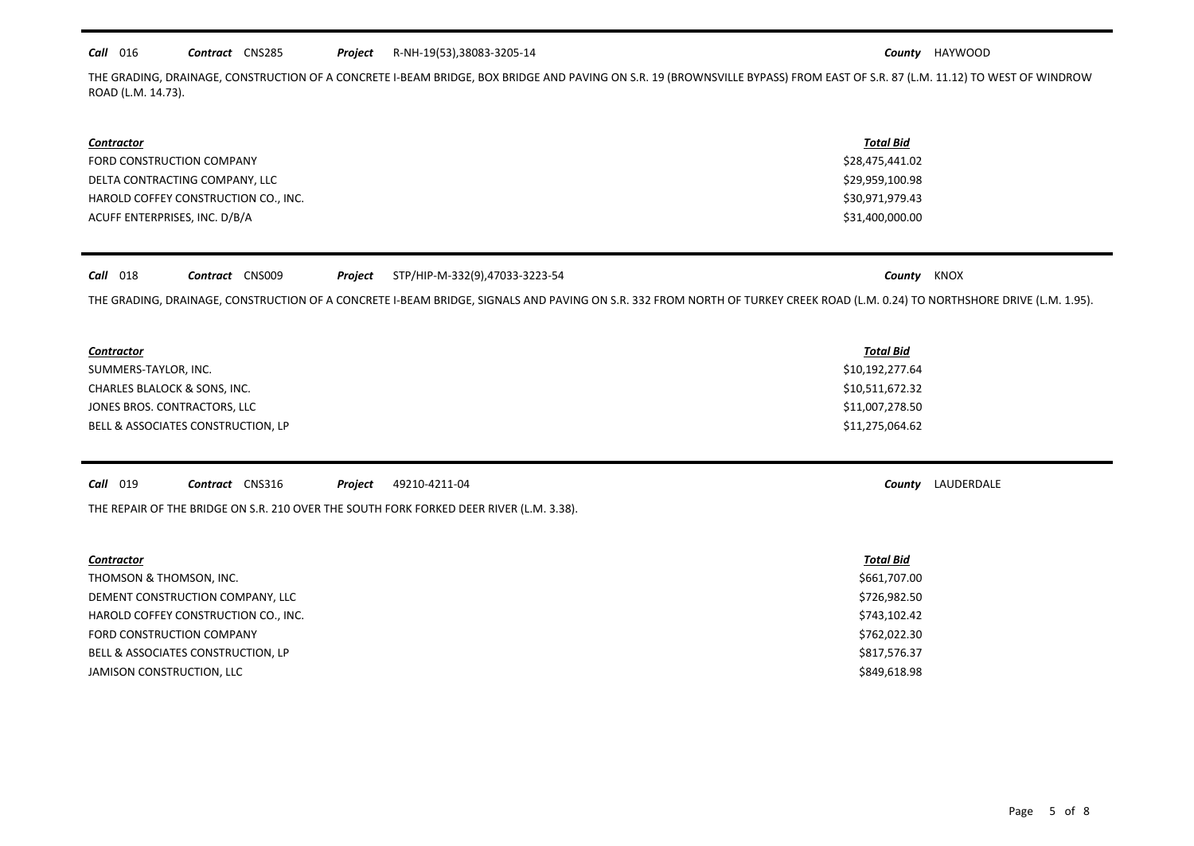**Call** 016 **Contract** CNS285 **Project** R-NH-19(53),38083-3205-14 **County** HAYWOOD

THE GRADING, DRAINAGE, CONSTRUCTION OF A CONCRETE I-BEAM BRIDGE, BOX BRIDGE AND PAVING ON S.R. 19 (BROWNSVILLE BYPASS) FROM EAST OF S.R. 87 (L.M. 11.12) TO WEST OF WINDROW ROAD (L.M. 14.73).

| Contractor | Total Bid |
|---|---|
| FORD CONSTRUCTION COMPANY | $28,475,441.02 |
| DELTA CONTRACTING COMPANY, LLC | $29,959,100.98 |
| HAROLD COFFEY CONSTRUCTION CO., INC. | $30,971,979.43 |
| ACUFF ENTERPRISES, INC. D/B/A | $31,400,000.00 |

**Call** 018 **Contract** CNS009 **Project** STP/HIP-M-332(9),47033-3223-54 **County** KNOX

THE GRADING, DRAINAGE, CONSTRUCTION OF A CONCRETE I-BEAM BRIDGE, SIGNALS AND PAVING ON S.R. 332 FROM NORTH OF TURKEY CREEK ROAD (L.M. 0.24) TO NORTHSHORE DRIVE (L.M. 1.95).

| Contractor | Total Bid |
|---|---|
| SUMMERS-TAYLOR, INC. | $10,192,277.64 |
| CHARLES BLALOCK & SONS, INC. | $10,511,672.32 |
| JONES BROS. CONTRACTORS, LLC | $11,007,278.50 |
| BELL & ASSOCIATES CONSTRUCTION, LP | $11,275,064.62 |

**Call** 019 **Contract** CNS316 **Project** 49210-4211-04 **County** LAUDERDALE

THE REPAIR OF THE BRIDGE ON S.R. 210 OVER THE SOUTH FORK FORKED DEER RIVER (L.M. 3.38).

| Contractor | Total Bid |
|---|---|
| THOMSON & THOMSON, INC. | $661,707.00 |
| DEMENT CONSTRUCTION COMPANY, LLC | $726,982.50 |
| HAROLD COFFEY CONSTRUCTION CO., INC. | $743,102.42 |
| FORD CONSTRUCTION COMPANY | $762,022.30 |
| BELL & ASSOCIATES CONSTRUCTION, LP | $817,576.37 |
| JAMISON CONSTRUCTION, LLC | $849,618.98 |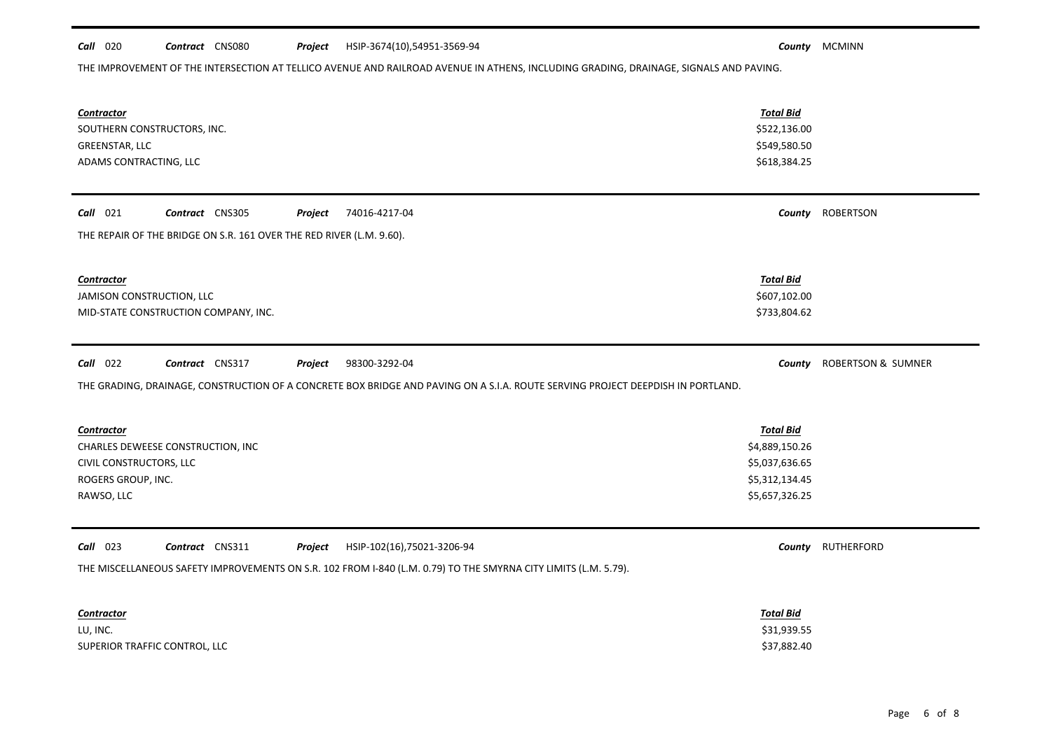**Call** 020 **Contract** CNS080 **Project** HSIP-3674(10),54951-3569-94 **County** MCMINN

THE IMPROVEMENT OF THE INTERSECTION AT TELLICO AVENUE AND RAILROAD AVENUE IN ATHENS, INCLUDING GRADING, DRAINAGE, SIGNALS AND PAVING.

| Contractor | Total Bid |
|---|---|
| SOUTHERN CONSTRUCTORS, INC. | $522,136.00 |
| GREENSTAR, LLC | $549,580.50 |
| ADAMS CONTRACTING, LLC | $618,384.25 |

---

**Call** 021 **Contract** CNS305 **Project** 74016-4217-04 **County** ROBERTSON

THE REPAIR OF THE BRIDGE ON S.R. 161 OVER THE RED RIVER (L.M. 9.60).

| Contractor | Total Bid |
|---|---|
| JAMISON CONSTRUCTION, LLC | $607,102.00 |
| MID-STATE CONSTRUCTION COMPANY, INC. | $733,804.62 |

---

**Call** 022 **Contract** CNS317 **Project** 98300-3292-04 **County** ROBERTSON & SUMNER

THE GRADING, DRAINAGE, CONSTRUCTION OF A CONCRETE BOX BRIDGE AND PAVING ON A S.I.A. ROUTE SERVING PROJECT DEEPDISH IN PORTLAND.

| Contractor | Total Bid |
|---|---|
| CHARLES DEWEESE CONSTRUCTION, INC | $4,889,150.26 |
| CIVIL CONSTRUCTORS, LLC | $5,037,636.65 |
| ROGERS GROUP, INC. | $5,312,134.45 |
| RAWSO, LLC | $5,657,326.25 |

---

**Call** 023 **Contract** CNS311 **Project** HSIP-102(16),75021-3206-94 **County** RUTHERFORD

THE MISCELLANEOUS SAFETY IMPROVEMENTS ON S.R. 102 FROM I-840 (L.M. 0.79) TO THE SMYRNA CITY LIMITS (L.M. 5.79).

| Contractor | Total Bid |
|---|---|
| LU, INC. | $31,939.55 |
| SUPERIOR TRAFFIC CONTROL, LLC | $37,882.40 |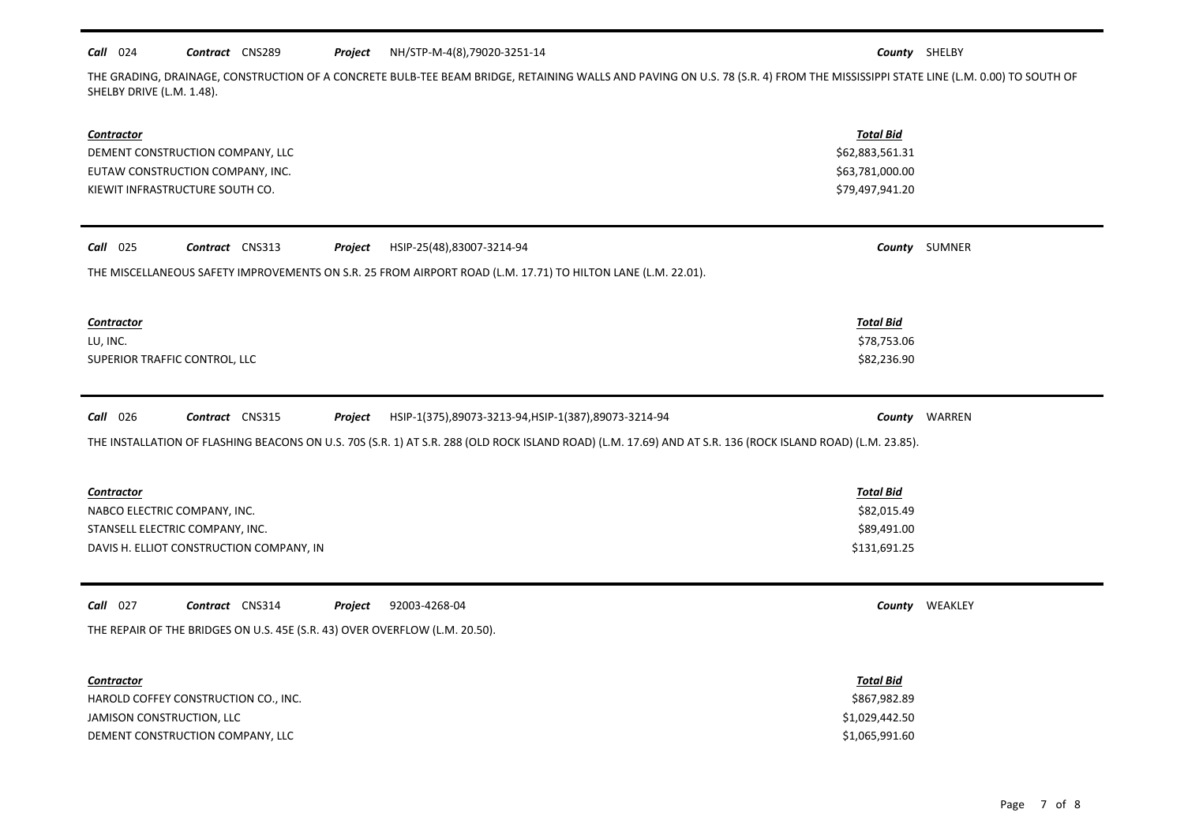**Call** 024 **Contract** CNS289 **Project** NH/STP-M-4(8),79020-3251-14 **County** SHELBY

THE GRADING, DRAINAGE, CONSTRUCTION OF A CONCRETE BULB-TEE BEAM BRIDGE, RETAINING WALLS AND PAVING ON U.S. 78 (S.R. 4) FROM THE MISSISSIPPI STATE LINE (L.M. 0.00) TO SOUTH OF SHELBY DRIVE (L.M. 1.48).

| Contractor | Total Bid |
| --- | --- |
| DEMENT CONSTRUCTION COMPANY, LLC | $62,883,561.31 |
| EUTAW CONSTRUCTION COMPANY, INC. | $63,781,000.00 |
| KIEWIT INFRASTRUCTURE SOUTH CO. | $79,497,941.20 |

**Call** 025 **Contract** CNS313 **Project** HSIP-25(48),83007-3214-94 **County** SUMNER

THE MISCELLANEOUS SAFETY IMPROVEMENTS ON S.R. 25 FROM AIRPORT ROAD (L.M. 17.71) TO HILTON LANE (L.M. 22.01).

| Contractor | Total Bid |
| --- | --- |
| LU, INC. | $78,753.06 |
| SUPERIOR TRAFFIC CONTROL, LLC | $82,236.90 |

**Call** 026 **Contract** CNS315 **Project** HSIP-1(375),89073-3213-94,HSIP-1(387),89073-3214-94 **County** WARREN

THE INSTALLATION OF FLASHING BEACONS ON U.S. 70S (S.R. 1) AT S.R. 288 (OLD ROCK ISLAND ROAD) (L.M. 17.69) AND AT S.R. 136 (ROCK ISLAND ROAD) (L.M. 23.85).

| Contractor | Total Bid |
| --- | --- |
| NABCO ELECTRIC COMPANY, INC. | $82,015.49 |
| STANSELL ELECTRIC COMPANY, INC. | $89,491.00 |
| DAVIS H. ELLIOT CONSTRUCTION COMPANY, IN | $131,691.25 |

**Call** 027 **Contract** CNS314 **Project** 92003-4268-04 **County** WEAKLEY

THE REPAIR OF THE BRIDGES ON U.S. 45E (S.R. 43) OVER OVERFLOW (L.M. 20.50).

| Contractor | Total Bid |
| --- | --- |
| HAROLD COFFEY CONSTRUCTION CO., INC. | $867,982.89 |
| JAMISON CONSTRUCTION, LLC | $1,029,442.50 |
| DEMENT CONSTRUCTION COMPANY, LLC | $1,065,991.60 |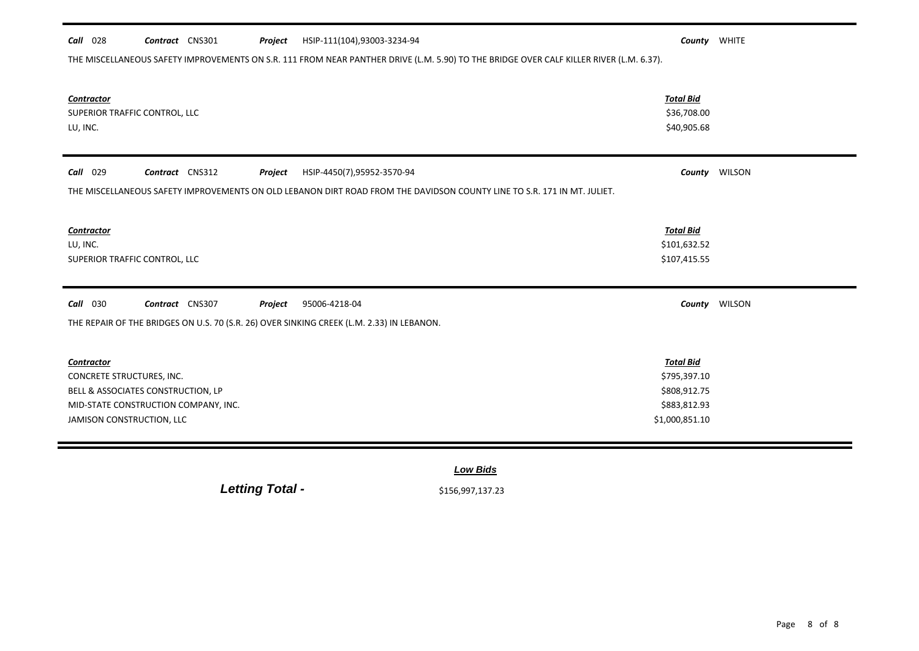**Call** 028 **Contract** CNS301 **Project** HSIP-111(104),93003-3234-94 **County** WHITE

THE MISCELLANEOUS SAFETY IMPROVEMENTS ON S.R. 111 FROM NEAR PANTHER DRIVE (L.M. 5.90) TO THE BRIDGE OVER CALF KILLER RIVER (L.M. 6.37).

| Contractor | Total Bid |
|---|---|
| SUPERIOR TRAFFIC CONTROL, LLC | $36,708.00 |
| LU, INC. | $40,905.68 |

**Call** 029 **Contract** CNS312 **Project** HSIP-4450(7),95952-3570-94 **County** WILSON

THE MISCELLANEOUS SAFETY IMPROVEMENTS ON OLD LEBANON DIRT ROAD FROM THE DAVIDSON COUNTY LINE TO S.R. 171 IN MT. JULIET.

| Contractor | Total Bid |
|---|---|
| LU, INC. | $101,632.52 |
| SUPERIOR TRAFFIC CONTROL, LLC | $107,415.55 |

**Call** 030 **Contract** CNS307 **Project** 95006-4218-04 **County** WILSON

THE REPAIR OF THE BRIDGES ON U.S. 70 (S.R. 26) OVER SINKING CREEK (L.M. 2.33) IN LEBANON.

| Contractor | Total Bid |
|---|---|
| CONCRETE STRUCTURES, INC. | $795,397.10 |
| BELL & ASSOCIATES CONSTRUCTION, LP | $808,912.75 |
| MID-STATE CONSTRUCTION COMPANY, INC. | $883,812.93 |
| JAMISON CONSTRUCTION, LLC | $1,000,851.10 |

***Low Bids***

***Letting Total -*** $156,997,137.23